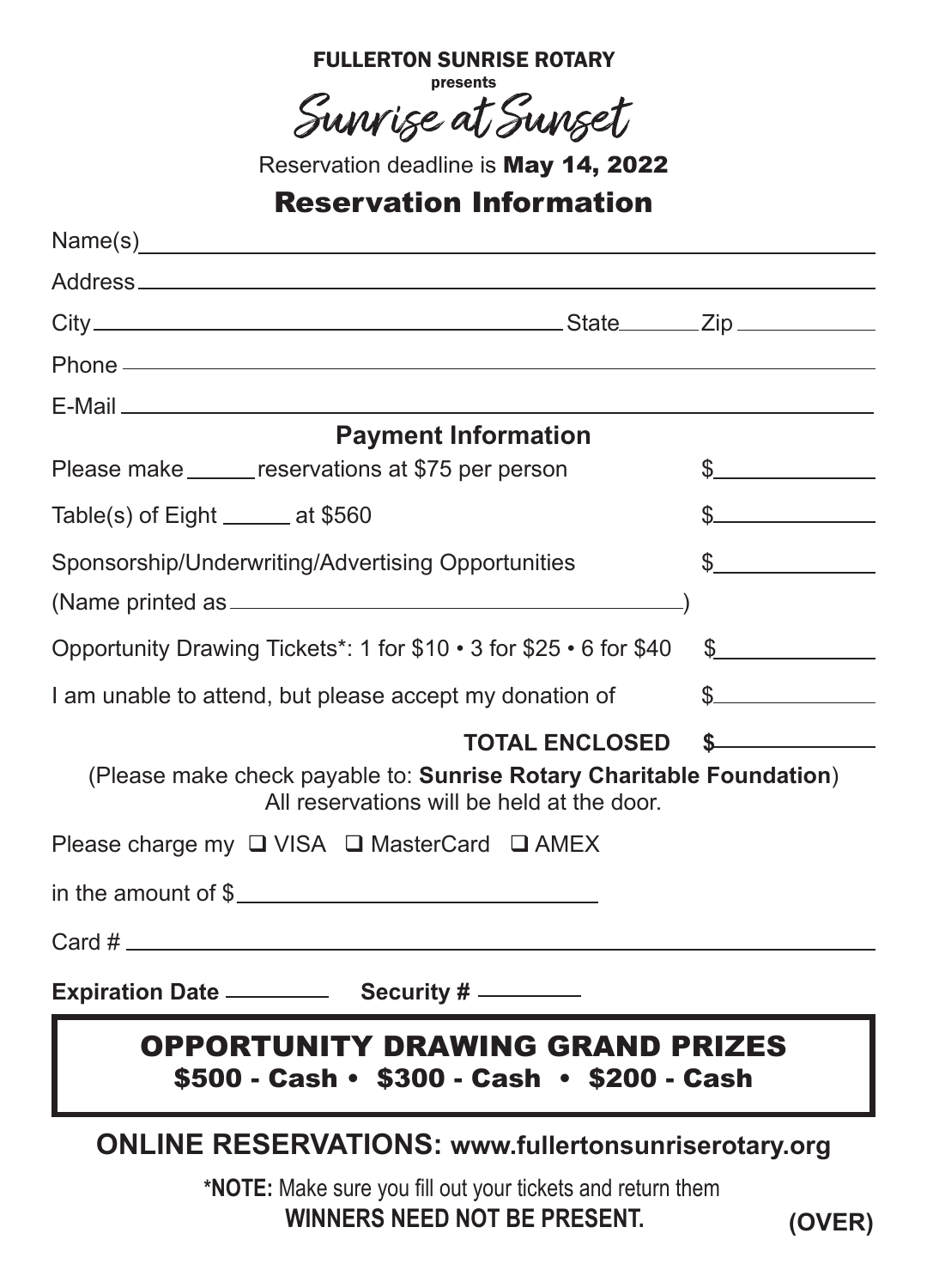FULLERTON SUNRISE ROTARY

presents

# Sunrise at Sunset

Reservation deadline is **May 14, 2022**

## Reservation Information

Name(s)\_\_\_\_\_\_\_\_\_\_\_\_\_\_\_\_\_\_\_\_\_\_\_\_\_\_\_\_\_\_\_\_\_\_\_\_\_\_\_\_

Address\_\_\_\_\_\_\_\_\_\_\_\_\_\_\_\_\_\_\_\_\_\_\_\_\_\_\_\_\_\_\_\_\_\_\_\_\_\_\_\_

City\_\_\_\_\_\_\_\_\_\_\_\_\_\_\_\_\_\_\_\_\_\_\_\_ State\_\_\_\_\_\_ Zip\_\_\_\_\_\_\_\_\_\_

Phone\_\_\_\_\_\_\_\_\_\_\_\_\_\_\_\_\_\_\_\_\_\_\_\_\_\_\_\_\_\_\_\_\_\_\_\_\_\_\_\_

E-Mail\_\_\_\_\_\_\_\_\_\_\_\_\_\_\_\_\_\_\_\_\_\_\_\_\_\_\_\_\_\_\_\_\_\_\_\_\_\_\_\_

### Payment Information

Please make \_\_\_\_\_\_ reservations at $75 per person $\_\_\_\_\_\_\_\_\_\_

Table(s) of Eight \_\_\_\_\_\_ at $560 $\_\_\_\_\_\_\_\_\_\_

Sponsorship/Underwriting/Advertising Opportunities $\_\_\_\_\_\_\_\_\_\_

(Name printed as \_\_\_\_\_\_\_\_\_\_\_\_\_\_\_\_\_\_\_\_\_\_\_\_\_\_\_\_\_\_)

Opportunity Drawing Tickets*: 1 for $10 • 3 for $25 • 6 for $40 $\_\_\_\_\_\_\_\_\_\_

I am unable to attend, but please accept my donation of $\_\_\_\_\_\_\_\_\_\_

**TOTAL ENCLOSED $\_\_\_\_\_\_\_\_\_\_**

(Please make check payable to: **Sunrise Rotary Charitable Foundation**)
All reservations will be held at the door.

Please charge my ❑ VISA ❑ MasterCard ❑ AMEX

in the amount of $\_\_\_\_\_\_\_\_\_\_\_\_\_\_\_\_\_\_\_\_\_\_\_\_

Card # \_\_\_\_\_\_\_\_\_\_\_\_\_\_\_\_\_\_\_\_\_\_\_\_\_\_\_\_\_\_\_\_\_\_\_\_\_\_\_\_

**Expiration Date** \_\_\_\_\_\_\_\_ **Security #** \_\_\_\_\_\_\_\_

## OPPORTUNITY DRAWING GRAND PRIZES

**$500 - Cash • $300 - Cash • $200 - Cash**

**ONLINE RESERVATIONS: www.fullertonsunriserotary.org**

***NOTE:** Make sure you fill out your tickets and return them

**WINNERS NEED NOT BE PRESENT.**

**(OVER)**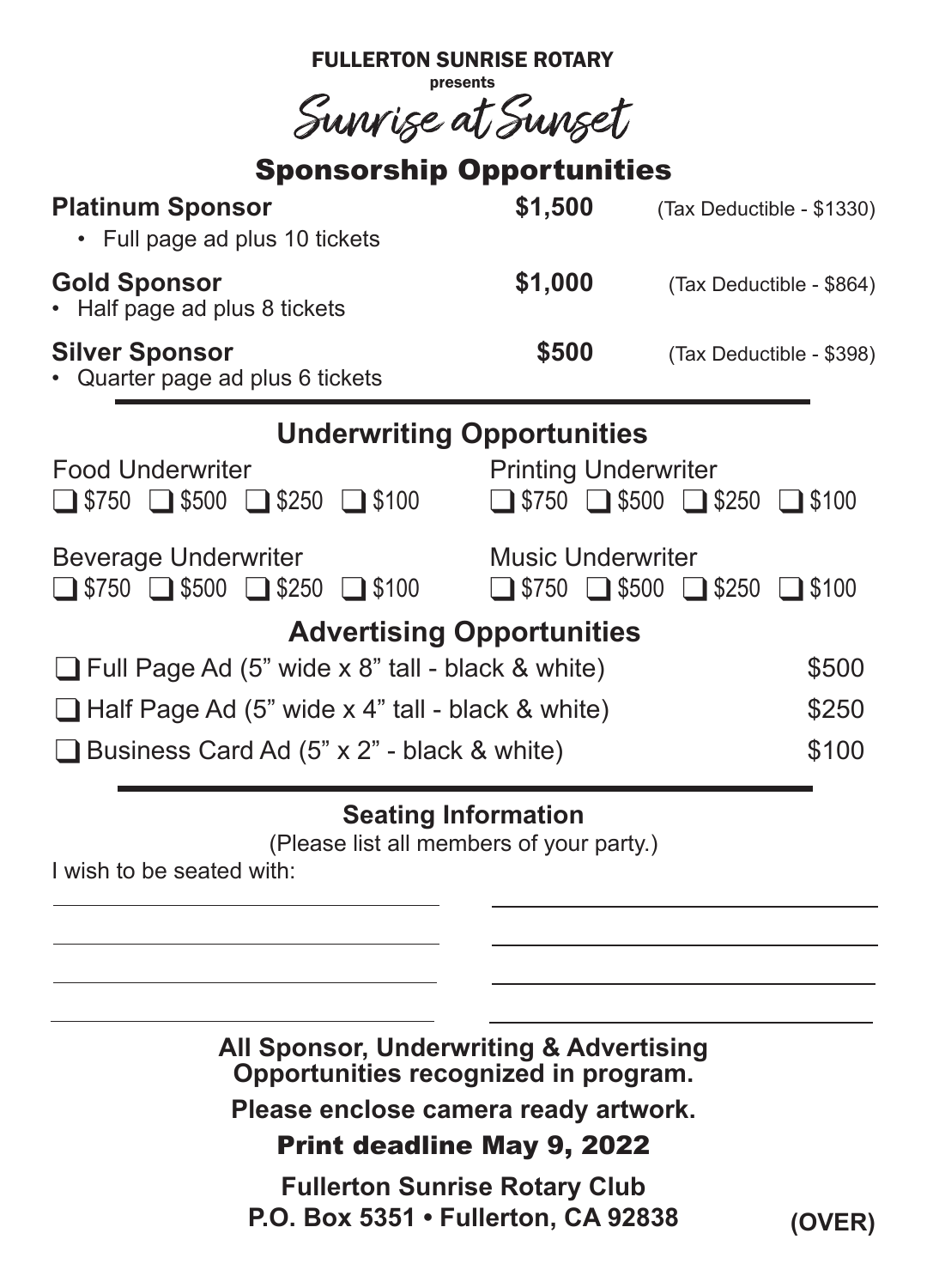FULLERTON SUNRISE ROTARY

presents

# Sunrise at Sunset

## Sponsorship Opportunities

| | | |
|---|---|---|
| **Platinum Sponsor**<br>• Full page ad plus 10 tickets | **$1,500** | (Tax Deductible - $1330) |
| **Gold Sponsor**<br>• Half page ad plus 8 tickets | **$1,000** | (Tax Deductible - $864) |
| **Silver Sponsor**<br>• Quarter page ad plus 6 tickets | **$500** | (Tax Deductible - $398) |

## Underwriting Opportunities

Food Underwriter
❑ $750 ❑ $500 ❑ $250 ❑ $100

Printing Underwriter
❑ $750 ❑ $500 ❑ $250 ❑ $100

Beverage Underwriter
❑ $750 ❑ $500 ❑ $250 ❑ $100

Music Underwriter
❑ $750 ❑ $500 ❑ $250 ❑ $100

## Advertising Opportunities

| | |
|---|---|
| ❑ Full Page Ad (5" wide x 8" tall - black & white) | $500 |
| ❑ Half Page Ad (5" wide x 4" tall - black & white) | $250 |
| ❑ Business Card Ad (5" x 2" - black & white) | $100 |

## Seating Information

(Please list all members of your party.)

I wish to be seated with:

________________________ ________________________

________________________ ________________________

________________________ ________________________

________________________ ________________________

**All Sponsor, Underwriting & Advertising Opportunities recognized in program.**

**Please enclose camera ready artwork.**

**Print deadline May 9, 2022**

**Fullerton Sunrise Rotary Club**
**P.O. Box 5351 • Fullerton, CA 92838**

**(OVER)**